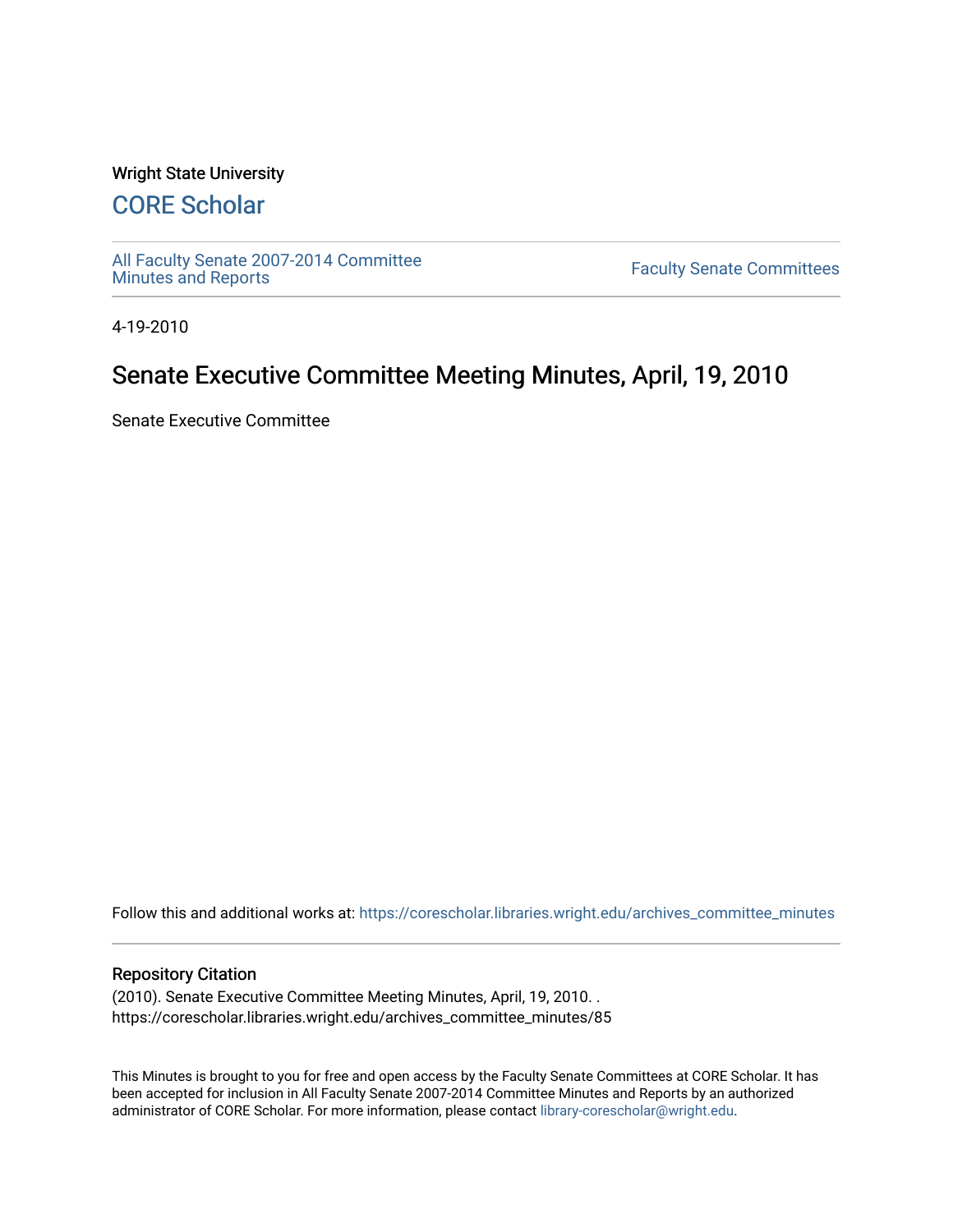Wright State University

## CORE Scholar

All Faculty Senate 2007-2014 Committee Minutes and Reports

Faculty Senate Committees

4-19-2010

# Senate Executive Committee Meeting Minutes, April, 19, 2010

Senate Executive Committee

Follow this and additional works at: https://corescholar.libraries.wright.edu/archives_committee_minutes

### Repository Citation

(2010). Senate Executive Committee Meeting Minutes, April, 19, 2010. .
https://corescholar.libraries.wright.edu/archives_committee_minutes/85

This Minutes is brought to you for free and open access by the Faculty Senate Committees at CORE Scholar. It has been accepted for inclusion in All Faculty Senate 2007-2014 Committee Minutes and Reports by an authorized administrator of CORE Scholar. For more information, please contact library-corescholar@wright.edu.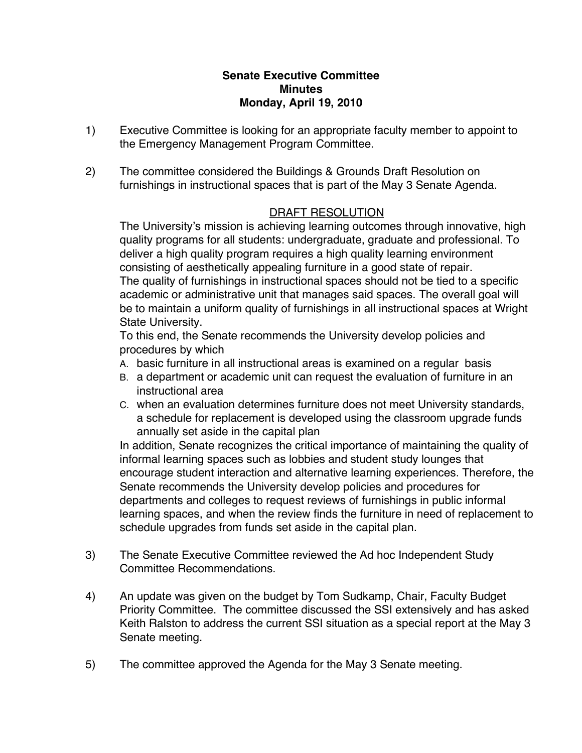**Senate Executive Committee**
**Minutes**
**Monday, April 19, 2010**

1) Executive Committee is looking for an appropriate faculty member to appoint to the Emergency Management Program Committee.

2) The committee considered the Buildings & Grounds Draft Resolution on furnishings in instructional spaces that is part of the May 3 Senate Agenda.

   <u>DRAFT RESOLUTION</u>

   The University's mission is achieving learning outcomes through innovative, high quality programs for all students: undergraduate, graduate and professional. To deliver a high quality program requires a high quality learning environment consisting of aesthetically appealing furniture in a good state of repair.

   The quality of furnishings in instructional spaces should not be tied to a specific academic or administrative unit that manages said spaces. The overall goal will be to maintain a uniform quality of furnishings in all instructional spaces at Wright State University.

   To this end, the Senate recommends the University develop policies and procedures by which

   A. basic furniture in all instructional areas is examined on a regular basis
   B. a department or academic unit can request the evaluation of furniture in an instructional area
   C. when an evaluation determines furniture does not meet University standards, a schedule for replacement is developed using the classroom upgrade funds annually set aside in the capital plan

   In addition, Senate recognizes the critical importance of maintaining the quality of informal learning spaces such as lobbies and student study lounges that encourage student interaction and alternative learning experiences. Therefore, the Senate recommends the University develop policies and procedures for departments and colleges to request reviews of furnishings in public informal learning spaces, and when the review finds the furniture in need of replacement to schedule upgrades from funds set aside in the capital plan.

3) The Senate Executive Committee reviewed the Ad hoc Independent Study Committee Recommendations.

4) An update was given on the budget by Tom Sudkamp, Chair, Faculty Budget Priority Committee. The committee discussed the SSI extensively and has asked Keith Ralston to address the current SSI situation as a special report at the May 3 Senate meeting.

5) The committee approved the Agenda for the May 3 Senate meeting.